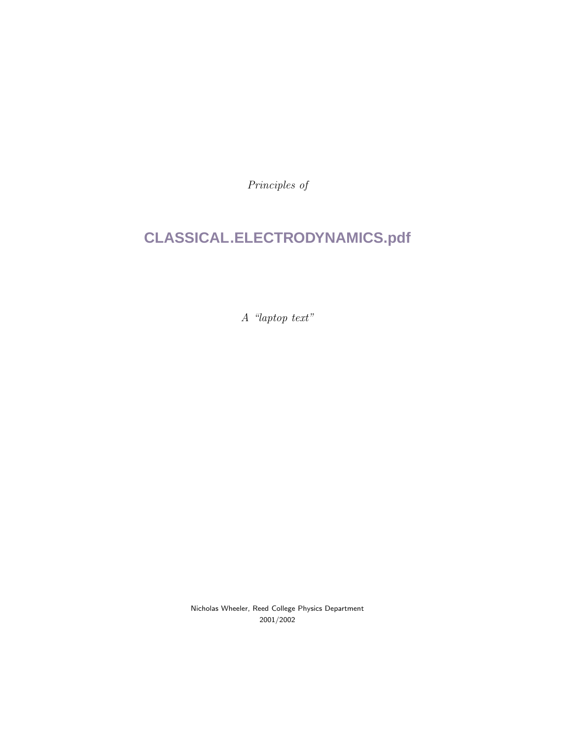*Principles of*

# CLASSICAL.ELECTRODYNAMICS.pdf

*A "laptop text"*

Nicholas Wheeler, Reed College Physics Department
2001/2002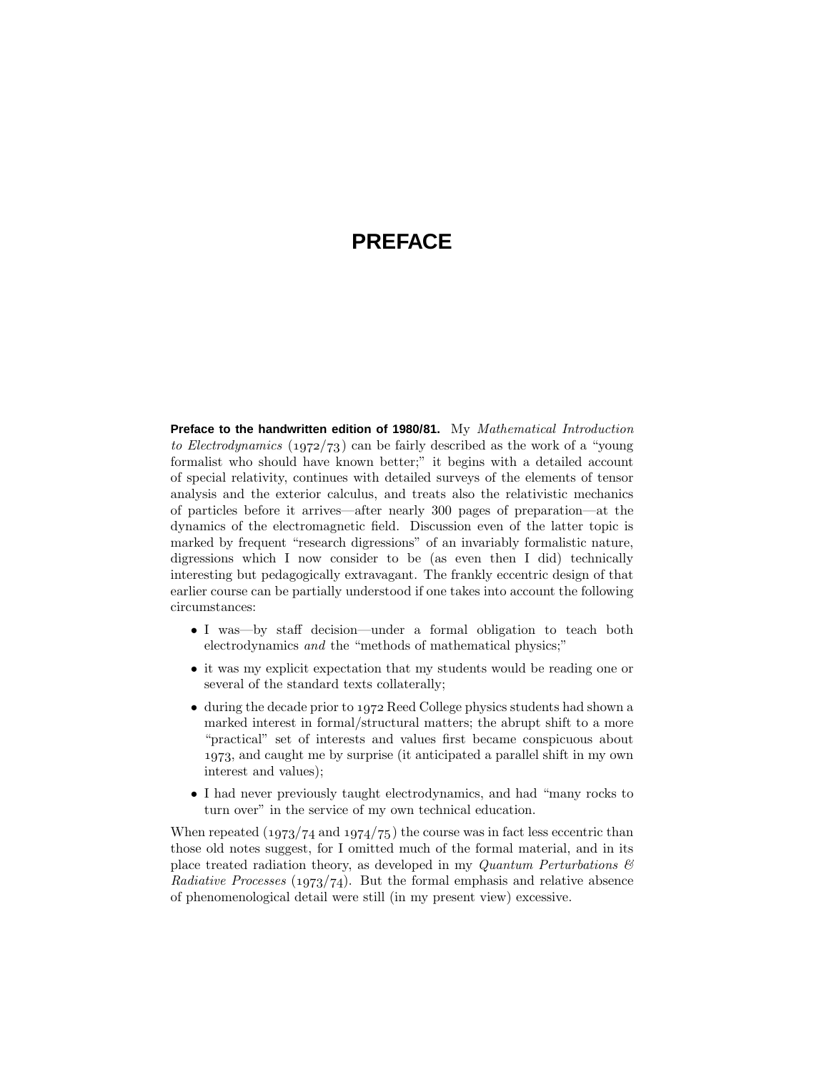# PREFACE

**Preface to the handwritten edition of 1980/81.** My *Mathematical Introduction to Electrodynamics* (1972/73) can be fairly described as the work of a "young formalist who should have known better;" it begins with a detailed account of special relativity, continues with detailed surveys of the elements of tensor analysis and the exterior calculus, and treats also the relativistic mechanics of particles before it arrives—after nearly 300 pages of preparation—at the dynamics of the electromagnetic field. Discussion even of the latter topic is marked by frequent "research digressions" of an invariably formalistic nature, digressions which I now consider to be (as even then I did) technically interesting but pedagogically extravagant. The frankly eccentric design of that earlier course can be partially understood if one takes into account the following circumstances:

- I was—by staff decision—under a formal obligation to teach both electrodynamics *and* the "methods of mathematical physics;"
- it was my explicit expectation that my students would be reading one or several of the standard texts collaterally;
- during the decade prior to 1972 Reed College physics students had shown a marked interest in formal/structural matters; the abrupt shift to a more "practical" set of interests and values first became conspicuous about 1973, and caught me by surprise (it anticipated a parallel shift in my own interest and values);
- I had never previously taught electrodynamics, and had "many rocks to turn over" in the service of my own technical education.

When repeated (1973/74 and 1974/75) the course was in fact less eccentric than those old notes suggest, for I omitted much of the formal material, and in its place treated radiation theory, as developed in my *Quantum Perturbations & Radiative Processes* (1973/74). But the formal emphasis and relative absence of phenomenological detail were still (in my present view) excessive.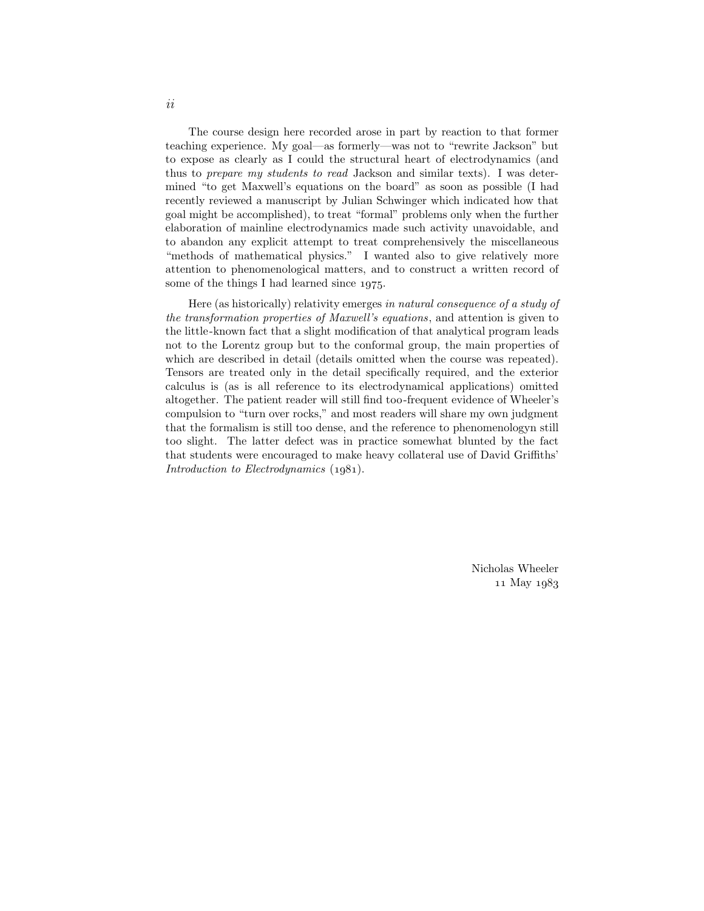The course design here recorded arose in part by reaction to that former teaching experience. My goal—as formerly—was not to "rewrite Jackson" but to expose as clearly as I could the structural heart of electrodynamics (and thus to *prepare my students to read* Jackson and similar texts). I was determined "to get Maxwell's equations on the board" as soon as possible (I had recently reviewed a manuscript by Julian Schwinger which indicated how that goal might be accomplished), to treat "formal" problems only when the further elaboration of mainline electrodynamics made such activity unavoidable, and to abandon any explicit attempt to treat comprehensively the miscellaneous "methods of mathematical physics." I wanted also to give relatively more attention to phenomenological matters, and to construct a written record of some of the things I had learned since 1975.

Here (as historically) relativity emerges *in natural consequence of a study of the transformation properties of Maxwell's equations*, and attention is given to the little-known fact that a slight modification of that analytical program leads not to the Lorentz group but to the conformal group, the main properties of which are described in detail (details omitted when the course was repeated). Tensors are treated only in the detail specifically required, and the exterior calculus is (as is all reference to its electrodynamical applications) omitted altogether. The patient reader will still find too-frequent evidence of Wheeler's compulsion to "turn over rocks," and most readers will share my own judgment that the formalism is still too dense, and the reference to phenomenologyn still too slight. The latter defect was in practice somewhat blunted by the fact that students were encouraged to make heavy collateral use of David Griffiths' *Introduction to Electrodynamics* (1981).

Nicholas Wheeler
11 May 1983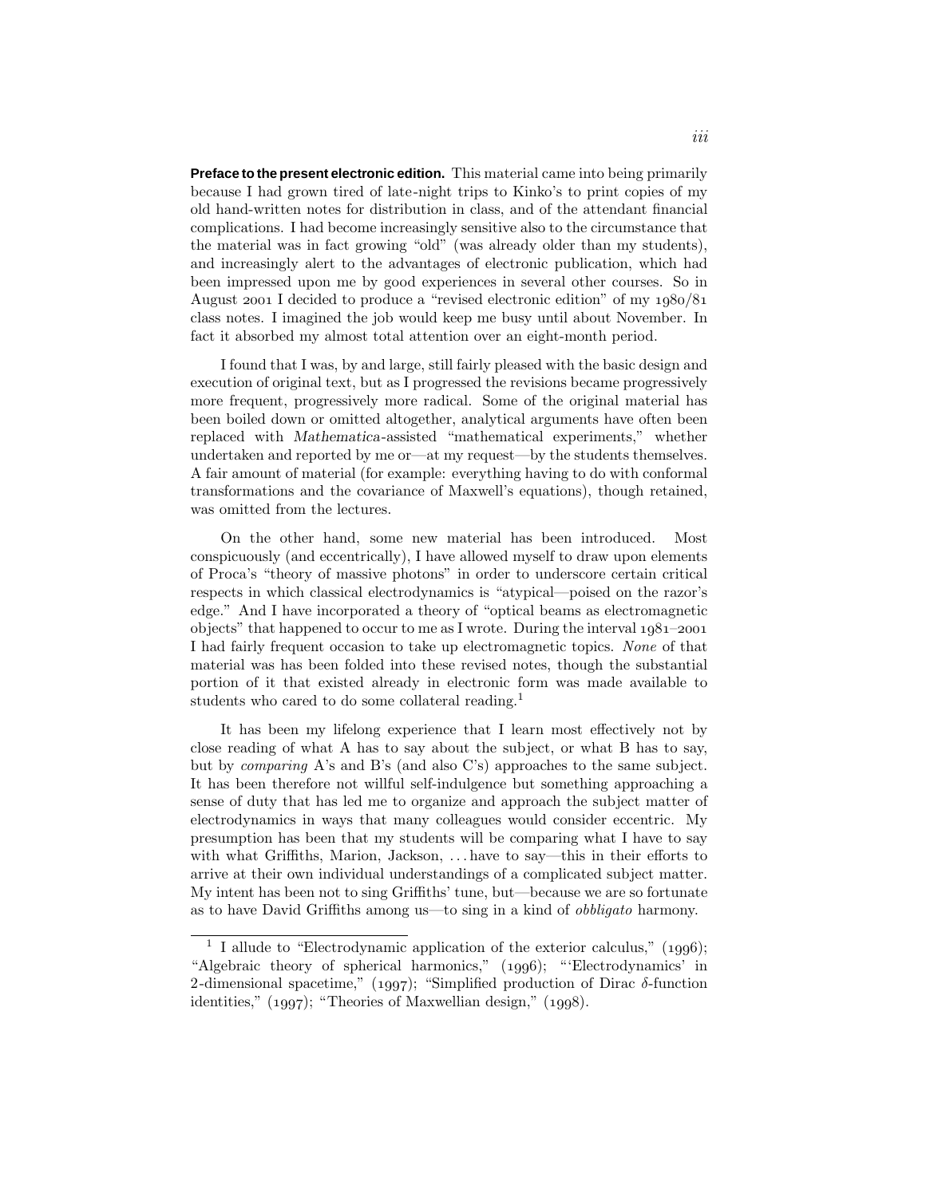**Preface to the present electronic edition.** This material came into being primarily because I had grown tired of late-night trips to Kinko's to print copies of my old hand-written notes for distribution in class, and of the attendant financial complications. I had become increasingly sensitive also to the circumstance that the material was in fact growing "old" (was already older than my students), and increasingly alert to the advantages of electronic publication, which had been impressed upon me by good experiences in several other courses. So in August 2001 I decided to produce a "revised electronic edition" of my 1980/81 class notes. I imagined the job would keep me busy until about November. In fact it absorbed my almost total attention over an eight-month period.

I found that I was, by and large, still fairly pleased with the basic design and execution of original text, but as I progressed the revisions became progressively more frequent, progressively more radical. Some of the original material has been boiled down or omitted altogether, analytical arguments have often been replaced with *Mathematica*-assisted "mathematical experiments," whether undertaken and reported by me or—at my request—by the students themselves. A fair amount of material (for example: everything having to do with conformal transformations and the covariance of Maxwell's equations), though retained, was omitted from the lectures.

On the other hand, some new material has been introduced. Most conspicuously (and eccentrically), I have allowed myself to draw upon elements of Proca's "theory of massive photons" in order to underscore certain critical respects in which classical electrodynamics is "atypical—poised on the razor's edge." And I have incorporated a theory of "optical beams as electromagnetic objects" that happened to occur to me as I wrote. During the interval 1981–2001 I had fairly frequent occasion to take up electromagnetic topics. *None* of that material was has been folded into these revised notes, though the substantial portion of it that existed already in electronic form was made available to students who cared to do some collateral reading.[1]

It has been my lifelong experience that I learn most effectively not by close reading of what A has to say about the subject, or what B has to say, but by *comparing* A's and B's (and also C's) approaches to the same subject. It has been therefore not willful self-indulgence but something approaching a sense of duty that has led me to organize and approach the subject matter of electrodynamics in ways that many colleagues would consider eccentric. My presumption has been that my students will be comparing what I have to say with what Griffiths, Marion, Jackson, ... have to say—this in their efforts to arrive at their own individual understandings of a complicated subject matter. My intent has been not to sing Griffiths' tune, but—because we are so fortunate as to have David Griffiths among us—to sing in a kind of *obbligato* harmony.

---

[1] I allude to "Electrodynamic application of the exterior calculus," (1996); "Algebraic theory of spherical harmonics," (1996); "'Electrodynamics' in 2-dimensional spacetime," (1997); "Simplified production of Dirac $\delta$-function identities," (1997); "Theories of Maxwellian design," (1998).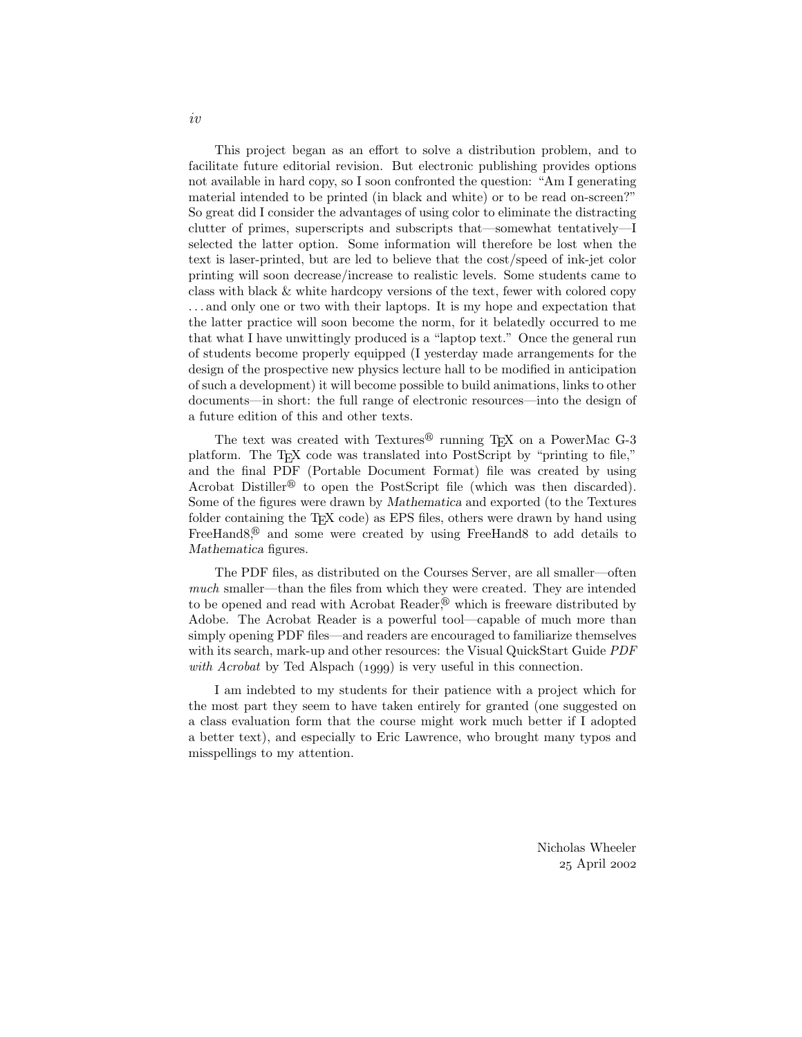This project began as an effort to solve a distribution problem, and to facilitate future editorial revision. But electronic publishing provides options not available in hard copy, so I soon confronted the question: "Am I generating material intended to be printed (in black and white) or to be read on-screen?" So great did I consider the advantages of using color to eliminate the distracting clutter of primes, superscripts and subscripts that—somewhat tentatively—I selected the latter option. Some information will therefore be lost when the text is laser-printed, but are led to believe that the cost/speed of ink-jet color printing will soon decrease/increase to realistic levels. Some students came to class with black & white hardcopy versions of the text, fewer with colored copy ... and only one or two with their laptops. It is my hope and expectation that the latter practice will soon become the norm, for it belatedly occurred to me that what I have unwittingly produced is a "laptop text." Once the general run of students become properly equipped (I yesterday made arrangements for the design of the prospective new physics lecture hall to be modified in anticipation of such a development) it will become possible to build animations, links to other documents—in short: the full range of electronic resources—into the design of a future edition of this and other texts.

The text was created with Textures® running TEX on a PowerMac G-3 platform. The TEX code was translated into PostScript by "printing to file," and the final PDF (Portable Document Format) file was created by using Acrobat Distiller® to open the PostScript file (which was then discarded). Some of the figures were drawn by *Mathematica* and exported (to the Textures folder containing the TEX code) as EPS files, others were drawn by hand using FreeHand8,® and some were created by using FreeHand8 to add details to *Mathematica* figures.

The PDF files, as distributed on the Courses Server, are all smaller—often *much* smaller—than the files from which they were created. They are intended to be opened and read with Acrobat Reader,® which is freeware distributed by Adobe. The Acrobat Reader is a powerful tool—capable of much more than simply opening PDF files—and readers are encouraged to familiarize themselves with its search, mark-up and other resources: the Visual QuickStart Guide *PDF with Acrobat* by Ted Alspach (1999) is very useful in this connection.

I am indebted to my students for their patience with a project which for the most part they seem to have taken entirely for granted (one suggested on a class evaluation form that the course might work much better if I adopted a better text), and especially to Eric Lawrence, who brought many typos and misspellings to my attention.

Nicholas Wheeler
25 April 2002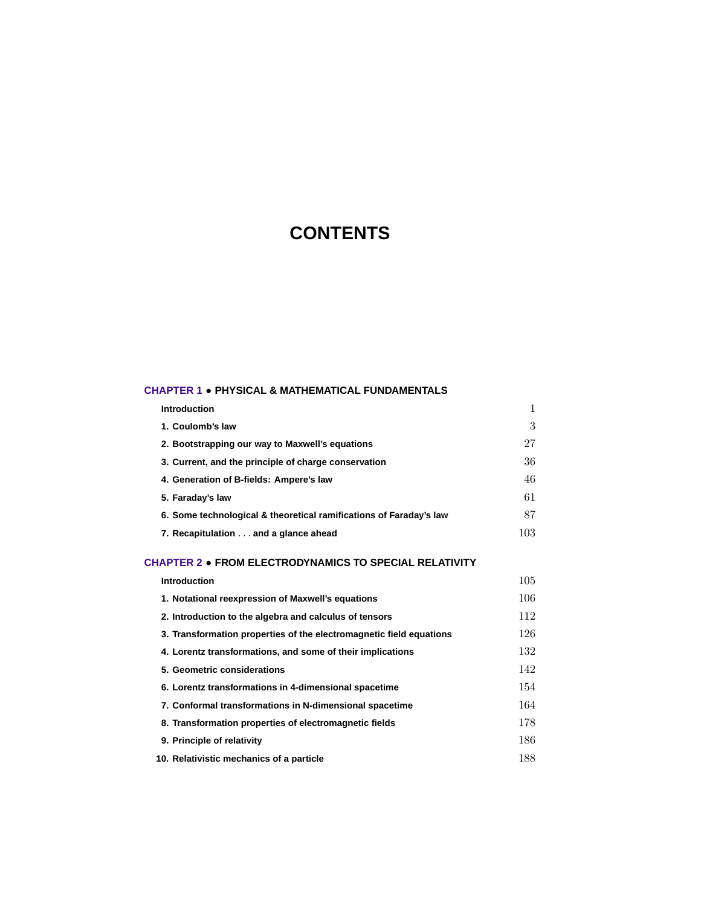# CONTENTS

## CHAPTER 1 • PHYSICAL & MATHEMATICAL FUNDAMENTALS

| | |
|---|---|
| **Introduction** | 1 |
| **1. Coulomb's law** | 3 |
| **2. Bootstrapping our way to Maxwell's equations** | 27 |
| **3. Current, and the principle of charge conservation** | 36 |
| **4. Generation of B-fields: Ampere's law** | 46 |
| **5. Faraday's law** | 61 |
| **6. Some technological & theoretical ramifications of Faraday's law** | 87 |
| **7. Recapitulation . . . and a glance ahead** | 103 |

## CHAPTER 2 • FROM ELECTRODYNAMICS TO SPECIAL RELATIVITY

| | |
|---|---|
| **Introduction** | 105 |
| **1. Notational reexpression of Maxwell's equations** | 106 |
| **2. Introduction to the algebra and calculus of tensors** | 112 |
| **3. Transformation properties of the electromagnetic field equations** | 126 |
| **4. Lorentz transformations, and some of their implications** | 132 |
| **5. Geometric considerations** | 142 |
| **6. Lorentz transformations in 4-dimensional spacetime** | 154 |
| **7. Conformal transformations in N-dimensional spacetime** | 164 |
| **8. Transformation properties of electromagnetic fields** | 178 |
| **9. Principle of relativity** | 186 |
| **10. Relativistic mechanics of a particle** | 188 |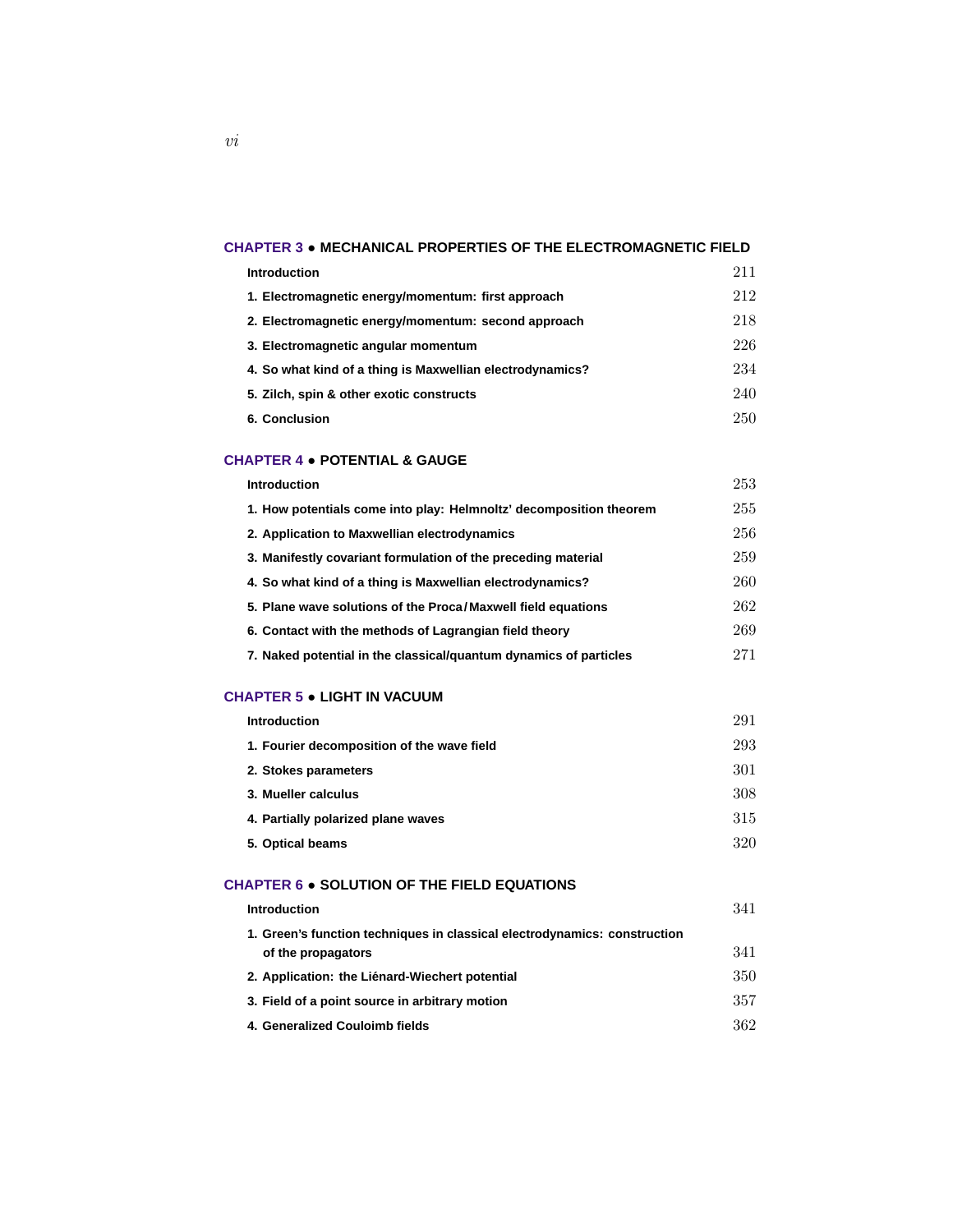## CHAPTER 3 • MECHANICAL PROPERTIES OF THE ELECTROMAGNETIC FIELD

| | |
|---|---|
| Introduction | 211 |
| 1. Electromagnetic energy/momentum: first approach | 212 |
| 2. Electromagnetic energy/momentum: second approach | 218 |
| 3. Electromagnetic angular momentum | 226 |
| 4. So what kind of a thing is Maxwellian electrodynamics? | 234 |
| 5. Zilch, spin & other exotic constructs | 240 |
| 6. Conclusion | 250 |

## CHAPTER 4 • POTENTIAL & GAUGE

| | |
|---|---|
| Introduction | 253 |
| 1. How potentials come into play: Helmnoltz' decomposition theorem | 255 |
| 2. Application to Maxwellian electrodynamics | 256 |
| 3. Manifestly covariant formulation of the preceding material | 259 |
| 4. So what kind of a thing is Maxwellian electrodynamics? | 260 |
| 5. Plane wave solutions of the Proca/Maxwell field equations | 262 |
| 6. Contact with the methods of Lagrangian field theory | 269 |
| 7. Naked potential in the classical/quantum dynamics of particles | 271 |

## CHAPTER 5 • LIGHT IN VACUUM

| | |
|---|---|
| Introduction | 291 |
| 1. Fourier decomposition of the wave field | 293 |
| 2. Stokes parameters | 301 |
| 3. Mueller calculus | 308 |
| 4. Partially polarized plane waves | 315 |
| 5. Optical beams | 320 |

## CHAPTER 6 • SOLUTION OF THE FIELD EQUATIONS

| | |
|---|---|
| Introduction | 341 |
| 1. Green's function techniques in classical electrodynamics: construction of the propagators | 341 |
| 2. Application: the Liénard-Wiechert potential | 350 |
| 3. Field of a point source in arbitrary motion | 357 |
| 4. Generalized Couloimb fields | 362 |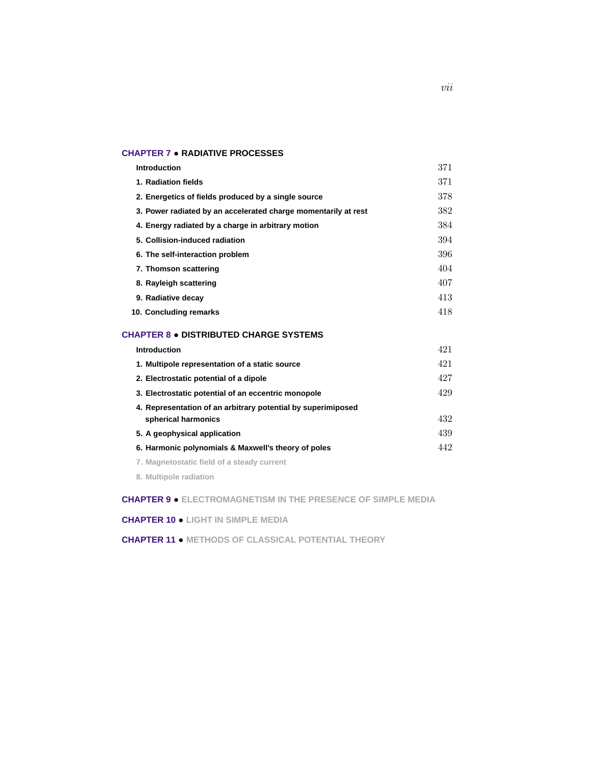## CHAPTER 7 • RADIATIVE PROCESSES

| | |
|---|---|
| Introduction | 371 |
| 1. Radiation fields | 371 |
| 2. Energetics of fields produced by a single source | 378 |
| 3. Power radiated by an accelerated charge momentarily at rest | 382 |
| 4. Energy radiated by a charge in arbitrary motion | 384 |
| 5. Collision-induced radiation | 394 |
| 6. The self-interaction problem | 396 |
| 7. Thomson scattering | 404 |
| 8. Rayleigh scattering | 407 |
| 9. Radiative decay | 413 |
| 10. Concluding remarks | 418 |

## CHAPTER 8 • DISTRIBUTED CHARGE SYSTEMS

| | |
|---|---|
| Introduction | 421 |
| 1. Multipole representation of a static source | 421 |
| 2. Electrostatic potential of a dipole | 427 |
| 3. Electrostatic potential of an eccentric monopole | 429 |
| 4. Representation of an arbitrary potential by superimiposed spherical harmonics | 432 |
| 5. A geophysical application | 439 |
| 6. Harmonic polynomials & Maxwell's theory of poles | 442 |
| 7. Magnetostatic field of a steady current | |
| 8. Multipole radiation | |

## CHAPTER 9 • ELECTROMAGNETISM IN THE PRESENCE OF SIMPLE MEDIA

## CHAPTER 10 • LIGHT IN SIMPLE MEDIA

## CHAPTER 11 • METHODS OF CLASSICAL POTENTIAL THEORY